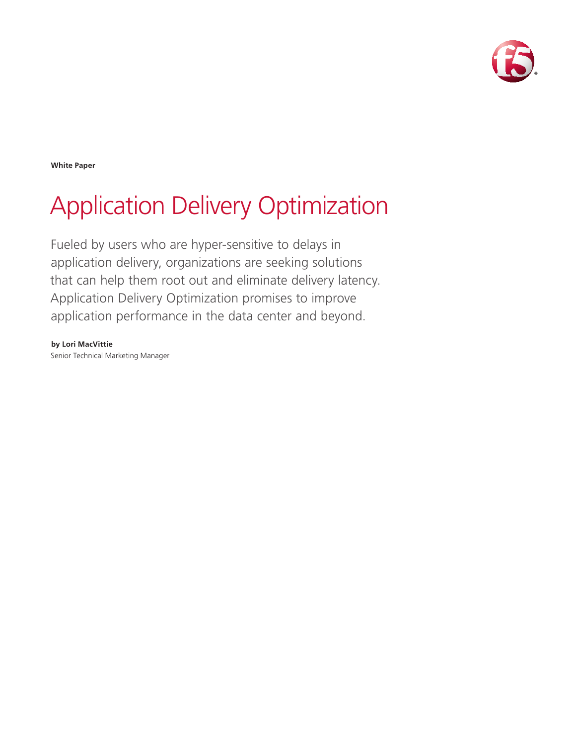White Paper

# Application Delivery Optimization

Fueled by users who are hyper-sensitive to delays in application delivery, organizations are seeking solutions that can help them root out and eliminate delivery latency. Application Delivery Optimization promises to improve application performance in the data center and beyond.

**by Lori MacVittie**
Senior Technical Marketing Manager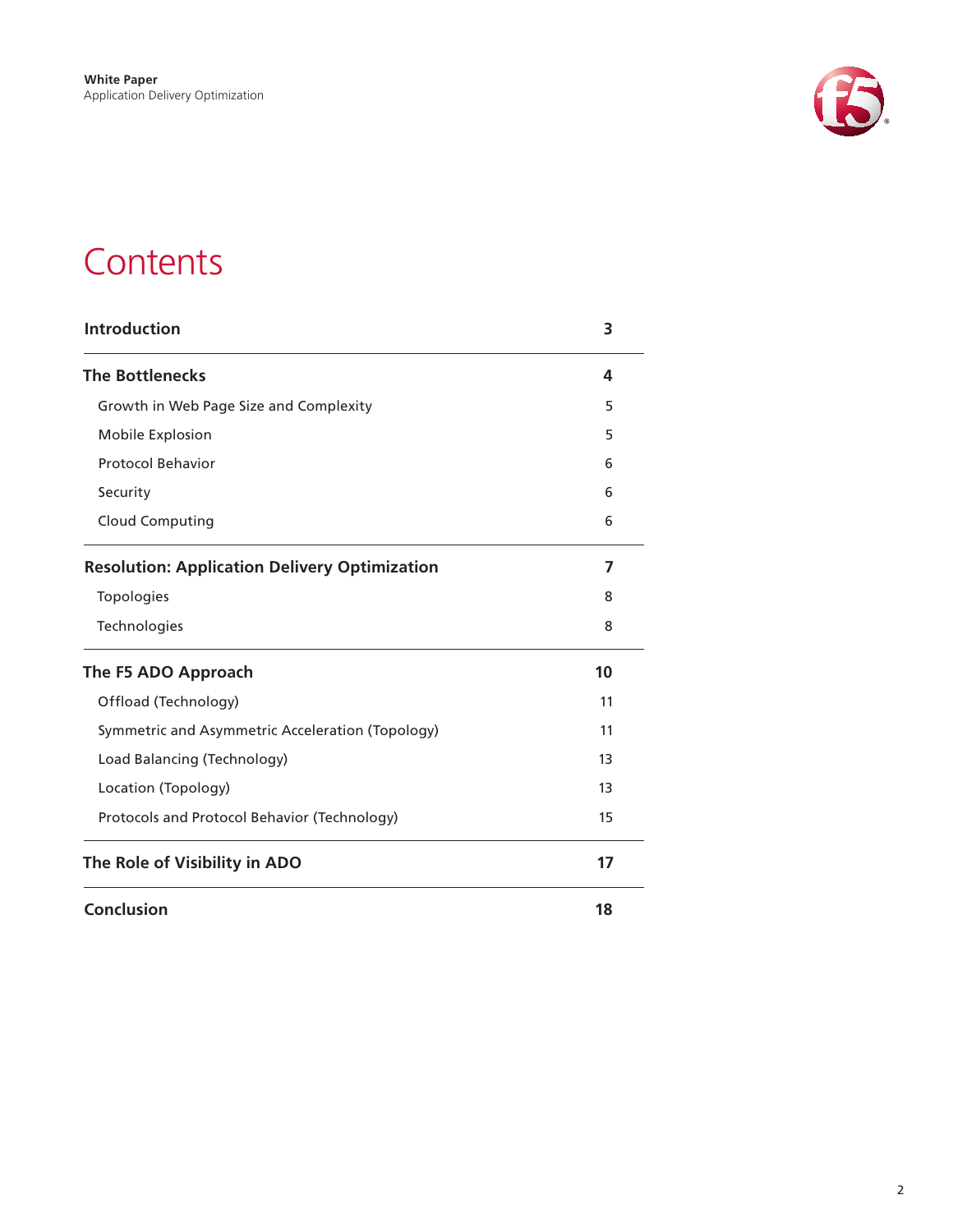# Contents

| | |
|---|---|
| **Introduction** | **3** |
| **The Bottlenecks** | **4** |
| Growth in Web Page Size and Complexity | 5 |
| Mobile Explosion | 5 |
| Protocol Behavior | 6 |
| Security | 6 |
| Cloud Computing | 6 |
| **Resolution: Application Delivery Optimization** | **7** |
| Topologies | 8 |
| Technologies | 8 |
| **The F5 ADO Approach** | **10** |
| Offload (Technology) | 11 |
| Symmetric and Asymmetric Acceleration (Topology) | 11 |
| Load Balancing (Technology) | 13 |
| Location (Topology) | 13 |
| Protocols and Protocol Behavior (Technology) | 15 |
| **The Role of Visibility in ADO** | **17** |
| **Conclusion** | **18** |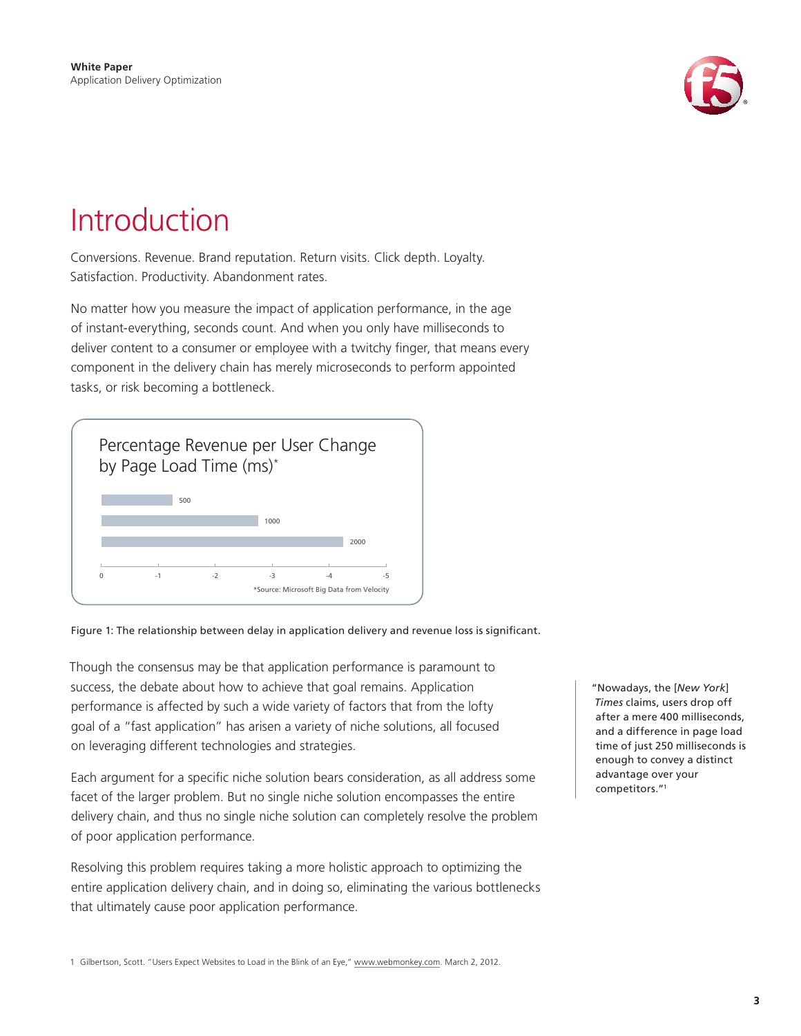# Introduction

Conversions. Revenue. Brand reputation. Return visits. Click depth. Loyalty. Satisfaction. Productivity. Abandonment rates.

No matter how you measure the impact of application performance, in the age of instant-everything, seconds count. And when you only have milliseconds to deliver content to a consumer or employee with a twitchy finger, that means every component in the delivery chain has merely microseconds to perform appointed tasks, or risk becoming a bottleneck.

Percentage Revenue per User Change by Page Load Time (ms)*

| Page Load Time (ms) | Approx. Revenue per User Change (%) |
|---|---|
| 500 | -1.2 |
| 1000 | -2.8 |
| 2000 | -4.3 |

*Source: Microsoft Big Data from Velocity

Figure 1: The relationship between delay in application delivery and revenue loss is significant.

Though the consensus may be that application performance is paramount to success, the debate about how to achieve that goal remains. Application performance is affected by such a wide variety of factors that from the lofty goal of a "fast application" has arisen a variety of niche solutions, all focused on leveraging different technologies and strategies.

Each argument for a specific niche solution bears consideration, as all address some facet of the larger problem. But no single niche solution encompasses the entire delivery chain, and thus no single niche solution can completely resolve the problem of poor application performance.

Resolving this problem requires taking a more holistic approach to optimizing the entire application delivery chain, and in doing so, eliminating the various bottlenecks that ultimately cause poor application performance.

> "Nowadays, the [*New York*] *Times* claims, users drop off after a mere 400 milliseconds, and a difference in page load time of just 250 milliseconds is enough to convey a distinct advantage over your competitors."[1]

1 Gilbertson, Scott. "Users Expect Websites to Load in the Blink of an Eye," www.webmonkey.com. March 2, 2012.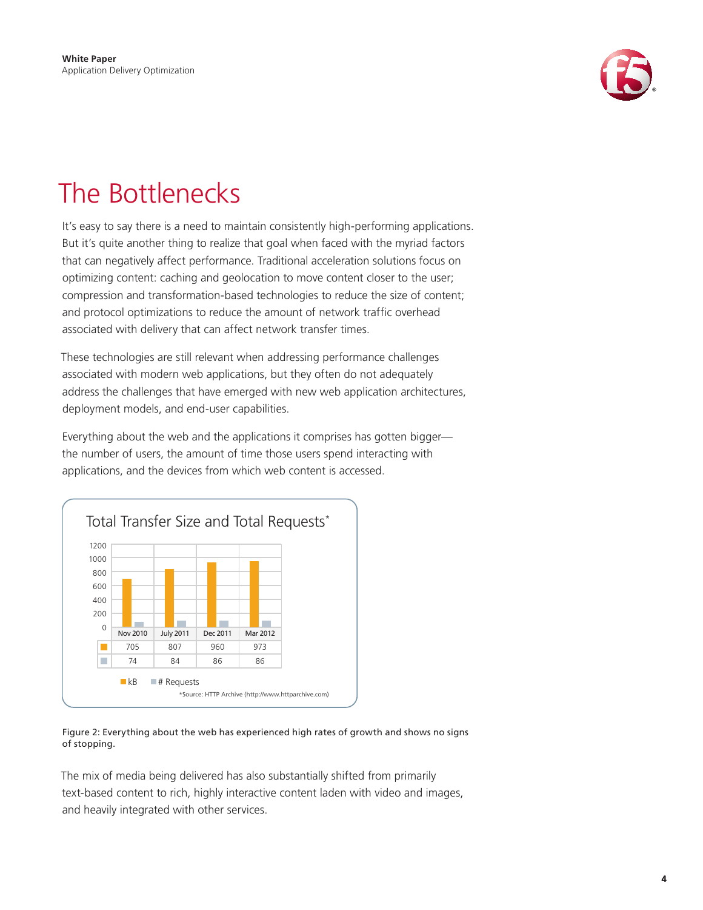# The Bottlenecks

It's easy to say there is a need to maintain consistently high-performing applications. But it's quite another thing to realize that goal when faced with the myriad factors that can negatively affect performance. Traditional acceleration solutions focus on optimizing content: caching and geolocation to move content closer to the user; compression and transformation-based technologies to reduce the size of content; and protocol optimizations to reduce the amount of network traffic overhead associated with delivery that can affect network transfer times.

These technologies are still relevant when addressing performance challenges associated with modern web applications, but they often do not adequately address the challenges that have emerged with new web application architectures, deployment models, and end-user capabilities.

Everything about the web and the applications it comprises has gotten bigger—the number of users, the amount of time those users spend interacting with applications, and the devices from which web content is accessed.

**Total Transfer Size and Total Requests***

| | Nov 2010 | July 2011 | Dec 2011 | Mar 2012 |
|---|---|---|---|---|
| kB | 705 | 807 | 960 | 973 |
| # Requests | 74 | 84 | 86 | 86 |

*Source: HTTP Archive (http://www.httparchive.com)

Figure 2: Everything about the web has experienced high rates of growth and shows no signs of stopping.

The mix of media being delivered has also substantially shifted from primarily text-based content to rich, highly interactive content laden with video and images, and heavily integrated with other services.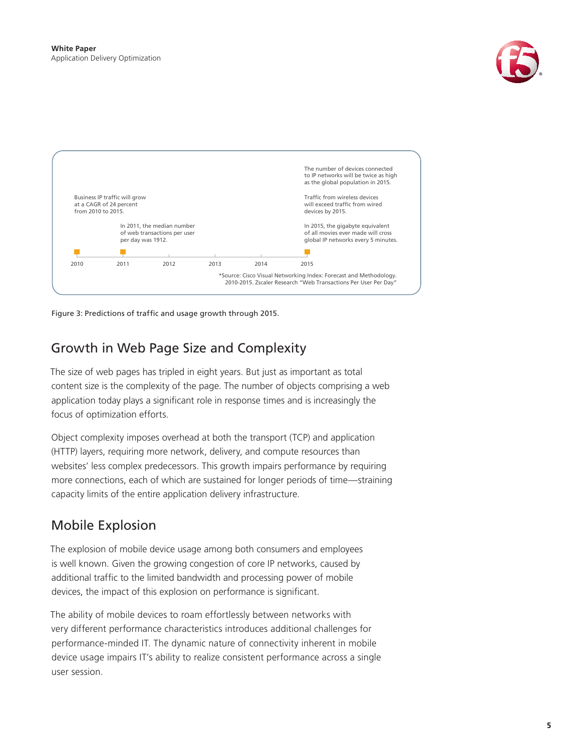Business IP traffic will grow at a CAGR of 24 percent from 2010 to 2015.

In 2011, the median number of web transactions per user per day was 1912.

The number of devices connected to IP networks will be twice as high as the global population in 2015.

Traffic from wireless devices will exceed traffic from wired devices by 2015.

In 2015, the gigabyte equivalent of all movies ever made will cross global IP networks every 5 minutes.

2010 2011 2012 2013 2014 2015

*Source: Cisco Visual Networking Index: Forecast and Methodology. 2010-2015. Zscaler Research "Web Transactions Per User Per Day"

Figure 3: Predictions of traffic and usage growth through 2015.

## Growth in Web Page Size and Complexity

The size of web pages has tripled in eight years. But just as important as total content size is the complexity of the page. The number of objects comprising a web application today plays a significant role in response times and is increasingly the focus of optimization efforts.

Object complexity imposes overhead at both the transport (TCP) and application (HTTP) layers, requiring more network, delivery, and compute resources than websites' less complex predecessors. This growth impairs performance by requiring more connections, each of which are sustained for longer periods of time—straining capacity limits of the entire application delivery infrastructure.

## Mobile Explosion

The explosion of mobile device usage among both consumers and employees is well known. Given the growing congestion of core IP networks, caused by additional traffic to the limited bandwidth and processing power of mobile devices, the impact of this explosion on performance is significant.

The ability of mobile devices to roam effortlessly between networks with very different performance characteristics introduces additional challenges for performance-minded IT. The dynamic nature of connectivity inherent in mobile device usage impairs IT's ability to realize consistent performance across a single user session.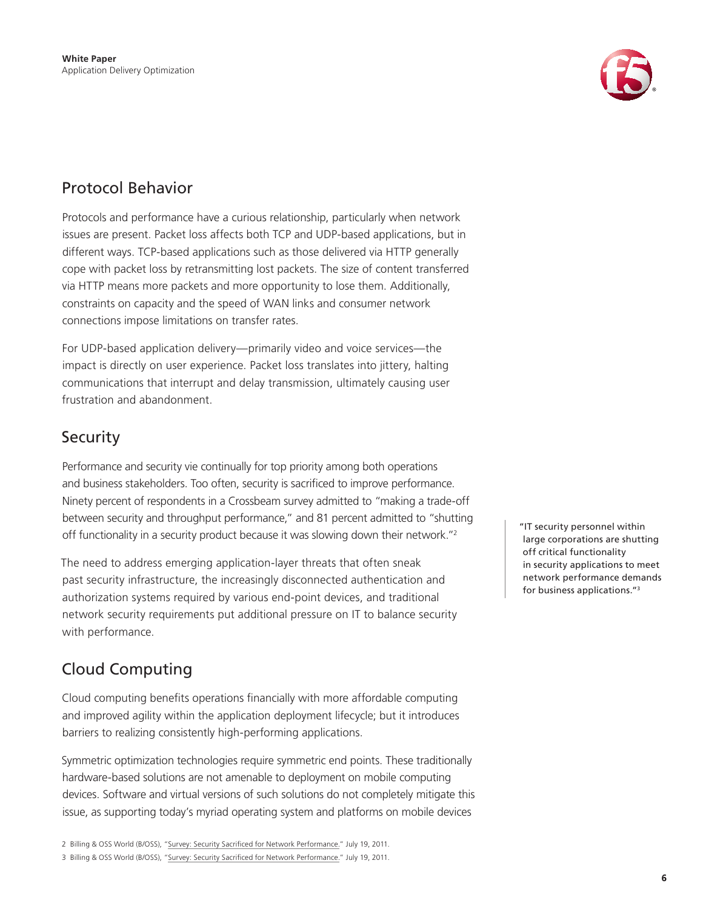## Protocol Behavior

Protocols and performance have a curious relationship, particularly when network issues are present. Packet loss affects both TCP and UDP-based applications, but in different ways. TCP-based applications such as those delivered via HTTP generally cope with packet loss by retransmitting lost packets. The size of content transferred via HTTP means more packets and more opportunity to lose them. Additionally, constraints on capacity and the speed of WAN links and consumer network connections impose limitations on transfer rates.

For UDP-based application delivery—primarily video and voice services—the impact is directly on user experience. Packet loss translates into jittery, halting communications that interrupt and delay transmission, ultimately causing user frustration and abandonment.

## Security

Performance and security vie continually for top priority among both operations and business stakeholders. Too often, security is sacrificed to improve performance. Ninety percent of respondents in a Crossbeam survey admitted to "making a trade-off between security and throughput performance," and 81 percent admitted to "shutting off functionality in a security product because it was slowing down their network."[2]

> "IT security personnel within large corporations are shutting off critical functionality in security applications to meet network performance demands for business applications."[3]

The need to address emerging application-layer threats that often sneak past security infrastructure, the increasingly disconnected authentication and authorization systems required by various end-point devices, and traditional network security requirements put additional pressure on IT to balance security with performance.

## Cloud Computing

Cloud computing benefits operations financially with more affordable computing and improved agility within the application deployment lifecycle; but it introduces barriers to realizing consistently high-performing applications.

Symmetric optimization technologies require symmetric end points. These traditionally hardware-based solutions are not amenable to deployment on mobile computing devices. Software and virtual versions of such solutions do not completely mitigate this issue, as supporting today's myriad operating system and platforms on mobile devices

2 Billing & OSS World (B/OSS), "Survey: Security Sacrificed for Network Performance." July 19, 2011.

3 Billing & OSS World (B/OSS), "Survey: Security Sacrificed for Network Performance." July 19, 2011.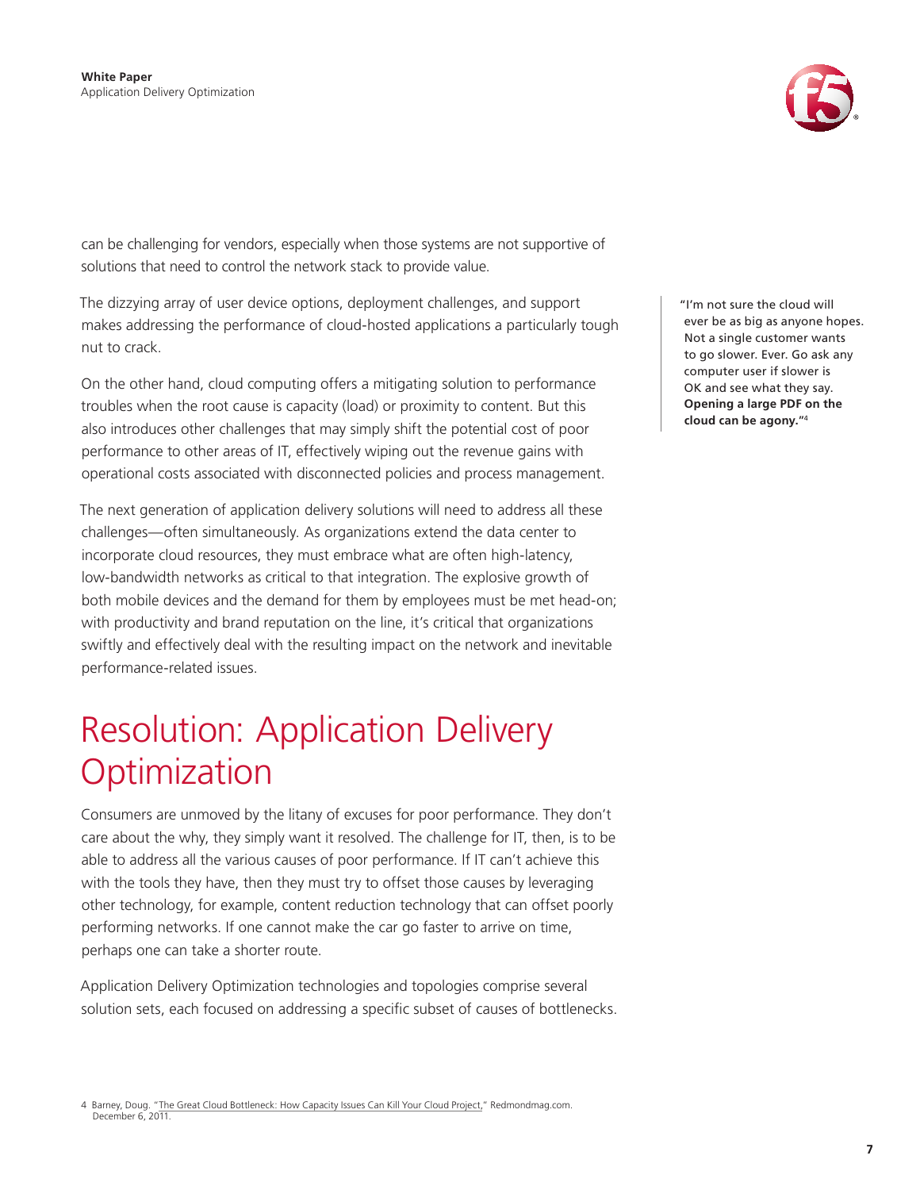can be challenging for vendors, especially when those systems are not supportive of solutions that need to control the network stack to provide value.

The dizzying array of user device options, deployment challenges, and support makes addressing the performance of cloud-hosted applications a particularly tough nut to crack.

On the other hand, cloud computing offers a mitigating solution to performance troubles when the root cause is capacity (load) or proximity to content. But this also introduces other challenges that may simply shift the potential cost of poor performance to other areas of IT, effectively wiping out the revenue gains with operational costs associated with disconnected policies and process management.

The next generation of application delivery solutions will need to address all these challenges—often simultaneously. As organizations extend the data center to incorporate cloud resources, they must embrace what are often high-latency, low-bandwidth networks as critical to that integration. The explosive growth of both mobile devices and the demand for them by employees must be met head-on; with productivity and brand reputation on the line, it's critical that organizations swiftly and effectively deal with the resulting impact on the network and inevitable performance-related issues.

> "I'm not sure the cloud will ever be as big as anyone hopes. Not a single customer wants to go slower. Ever. Go ask any computer user if slower is OK and see what they say. **Opening a large PDF on the cloud can be agony.**"[4]

# Resolution: Application Delivery Optimization

Consumers are unmoved by the litany of excuses for poor performance. They don't care about the why, they simply want it resolved. The challenge for IT, then, is to be able to address all the various causes of poor performance. If IT can't achieve this with the tools they have, then they must try to offset those causes by leveraging other technology, for example, content reduction technology that can offset poorly performing networks. If one cannot make the car go faster to arrive on time, perhaps one can take a shorter route.

Application Delivery Optimization technologies and topologies comprise several solution sets, each focused on addressing a specific subset of causes of bottlenecks.

4 Barney, Doug. "The Great Cloud Bottleneck: How Capacity Issues Can Kill Your Cloud Project," Redmondmag.com. December 6, 2011.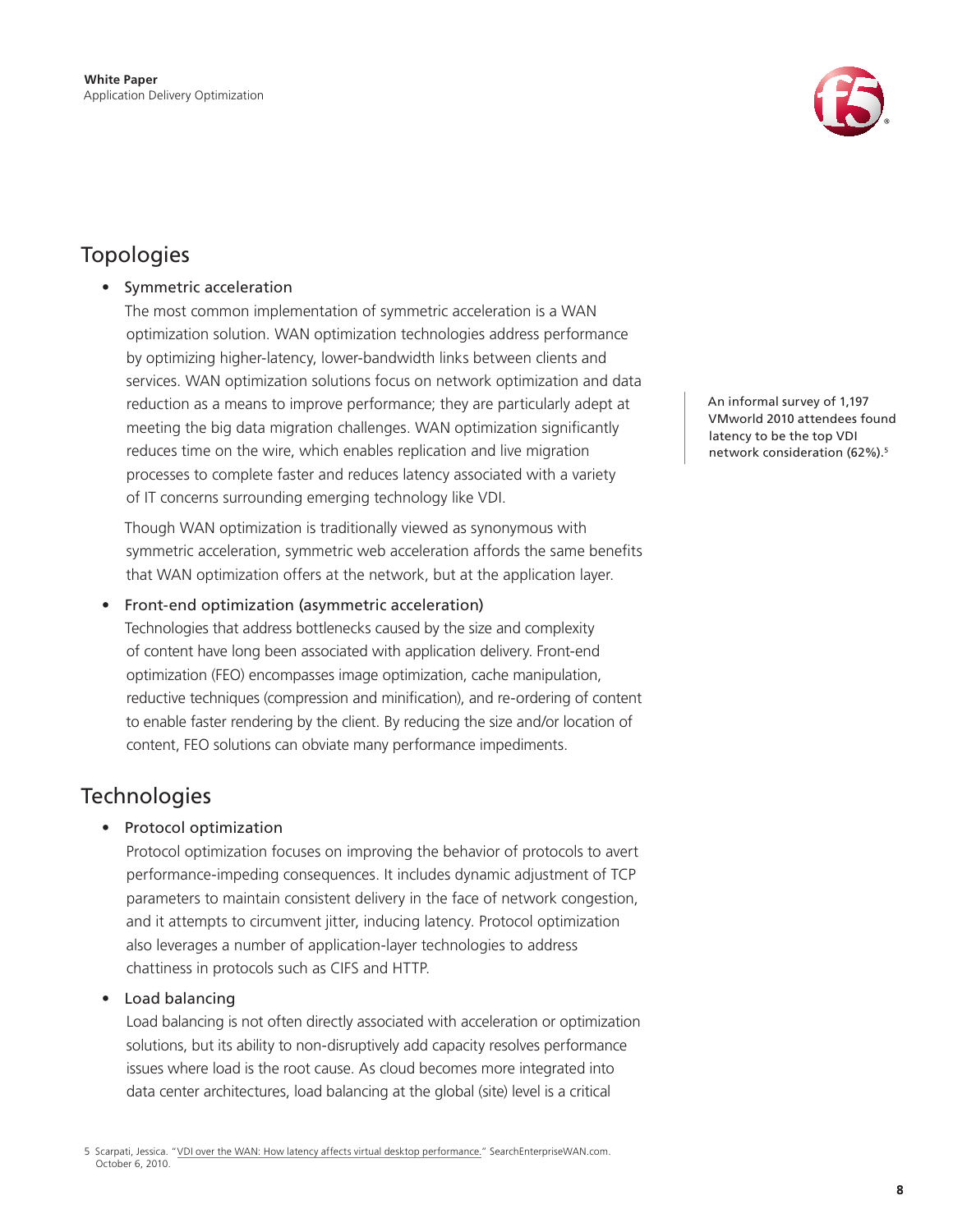## Topologies

- Symmetric acceleration

  The most common implementation of symmetric acceleration is a WAN optimization solution. WAN optimization technologies address performance by optimizing higher-latency, lower-bandwidth links between clients and services. WAN optimization solutions focus on network optimization and data reduction as a means to improve performance; they are particularly adept at meeting the big data migration challenges. WAN optimization significantly reduces time on the wire, which enables replication and live migration processes to complete faster and reduces latency associated with a variety of IT concerns surrounding emerging technology like VDI.

  Though WAN optimization is traditionally viewed as synonymous with symmetric acceleration, symmetric web acceleration affords the same benefits that WAN optimization offers at the network, but at the application layer.

- Front-end optimization (asymmetric acceleration)

  Technologies that address bottlenecks caused by the size and complexity of content have long been associated with application delivery. Front-end optimization (FEO) encompasses image optimization, cache manipulation, reductive techniques (compression and minification), and re-ordering of content to enable faster rendering by the client. By reducing the size and/or location of content, FEO solutions can obviate many performance impediments.

An informal survey of 1,197 VMworld 2010 attendees found latency to be the top VDI network consideration (62%).[5]

## Technologies

- Protocol optimization

  Protocol optimization focuses on improving the behavior of protocols to avert performance-impeding consequences. It includes dynamic adjustment of TCP parameters to maintain consistent delivery in the face of network congestion, and it attempts to circumvent jitter, inducing latency. Protocol optimization also leverages a number of application-layer technologies to address chattiness in protocols such as CIFS and HTTP.

- Load balancing

  Load balancing is not often directly associated with acceleration or optimization solutions, but its ability to non-disruptively add capacity resolves performance issues where load is the root cause. As cloud becomes more integrated into data center architectures, load balancing at the global (site) level is a critical

5 Scarpati, Jessica. "VDI over the WAN: How latency affects virtual desktop performance." SearchEnterpriseWAN.com. October 6, 2010.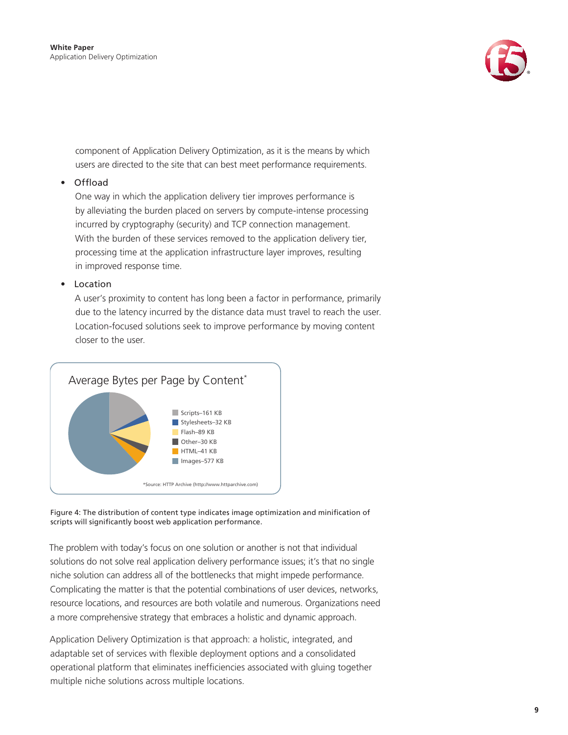component of Application Delivery Optimization, as it is the means by which users are directed to the site that can best meet performance requirements.

- Offload

  One way in which the application delivery tier improves performance is by alleviating the burden placed on servers by compute-intense processing incurred by cryptography (security) and TCP connection management. With the burden of these services removed to the application delivery tier, processing time at the application infrastructure layer improves, resulting in improved response time.

- Location

  A user's proximity to content has long been a factor in performance, primarily due to the latency incurred by the distance data must travel to reach the user. Location-focused solutions seek to improve performance by moving content closer to the user.

**Average Bytes per Page by Content***

- Scripts–161 KB
- Stylesheets–32 KB
- Flash–89 KB
- Other–30 KB
- HTML–41 KB
- Images–577 KB

*Source: HTTP Archive (http://www.httparchive.com)

Figure 4: The distribution of content type indicates image optimization and minification of scripts will significantly boost web application performance.

The problem with today's focus on one solution or another is not that individual solutions do not solve real application delivery performance issues; it's that no single niche solution can address all of the bottlenecks that might impede performance. Complicating the matter is that the potential combinations of user devices, networks, resource locations, and resources are both volatile and numerous. Organizations need a more comprehensive strategy that embraces a holistic and dynamic approach.

Application Delivery Optimization is that approach: a holistic, integrated, and adaptable set of services with flexible deployment options and a consolidated operational platform that eliminates inefficiencies associated with gluing together multiple niche solutions across multiple locations.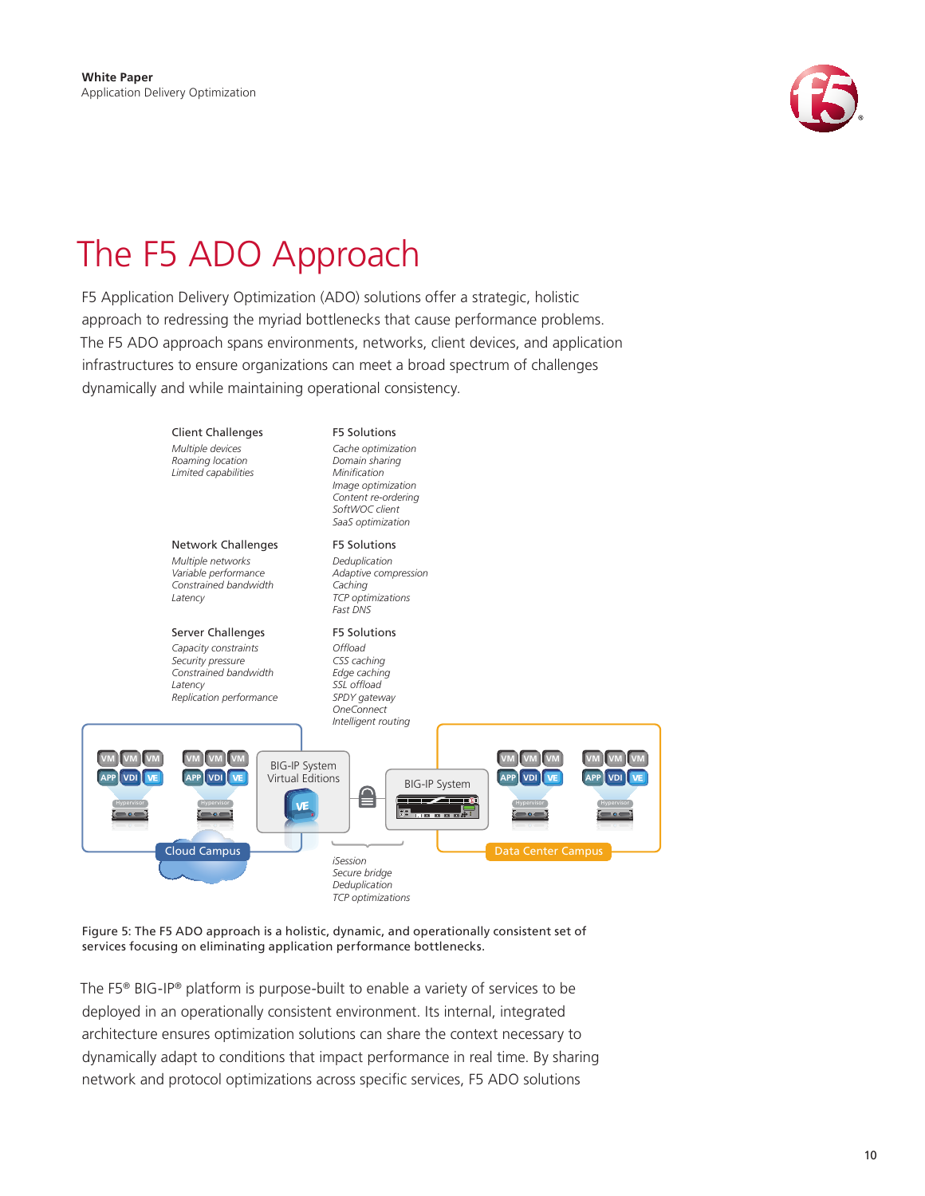# The F5 ADO Approach

F5 Application Delivery Optimization (ADO) solutions offer a strategic, holistic approach to redressing the myriad bottlenecks that cause performance problems. The F5 ADO approach spans environments, networks, client devices, and application infrastructures to ensure organizations can meet a broad spectrum of challenges dynamically and while maintaining operational consistency.

| Client Challenges | F5 Solutions |
|---|---|
| *Multiple devices*<br>*Roaming location*<br>*Limited capabilities* | *Cache optimization*<br>*Domain sharing*<br>*Minification*<br>*Image optimization*<br>*Content re-ordering*<br>*SoftWOC client*<br>*SaaS optimization* |

| Network Challenges | F5 Solutions |
|---|---|
| *Multiple networks*<br>*Variable performance*<br>*Constrained bandwidth*<br>*Latency* | *Deduplication*<br>*Adaptive compression*<br>*Caching*<br>*TCP optimizations*<br>*Fast DNS* |

| Server Challenges | F5 Solutions |
|---|---|
| *Capacity constraints*<br>*Security pressure*<br>*Constrained bandwidth*<br>*Latency*<br>*Replication performance* | *Offload*<br>*CSS caching*<br>*Edge caching*<br>*SSL offload*<br>*SPDY gateway*<br>*OneConnect*<br>*Intelligent routing* |

Cloud Campus — BIG-IP System Virtual Editions — BIG-IP System — Data Center Campus

*iSession*
*Secure bridge*
*Deduplication*
*TCP optimizations*

Figure 5: The F5 ADO approach is a holistic, dynamic, and operationally consistent set of services focusing on eliminating application performance bottlenecks.

The F5® BIG-IP® platform is purpose-built to enable a variety of services to be deployed in an operationally consistent environment. Its internal, integrated architecture ensures optimization solutions can share the context necessary to dynamically adapt to conditions that impact performance in real time. By sharing network and protocol optimizations across specific services, F5 ADO solutions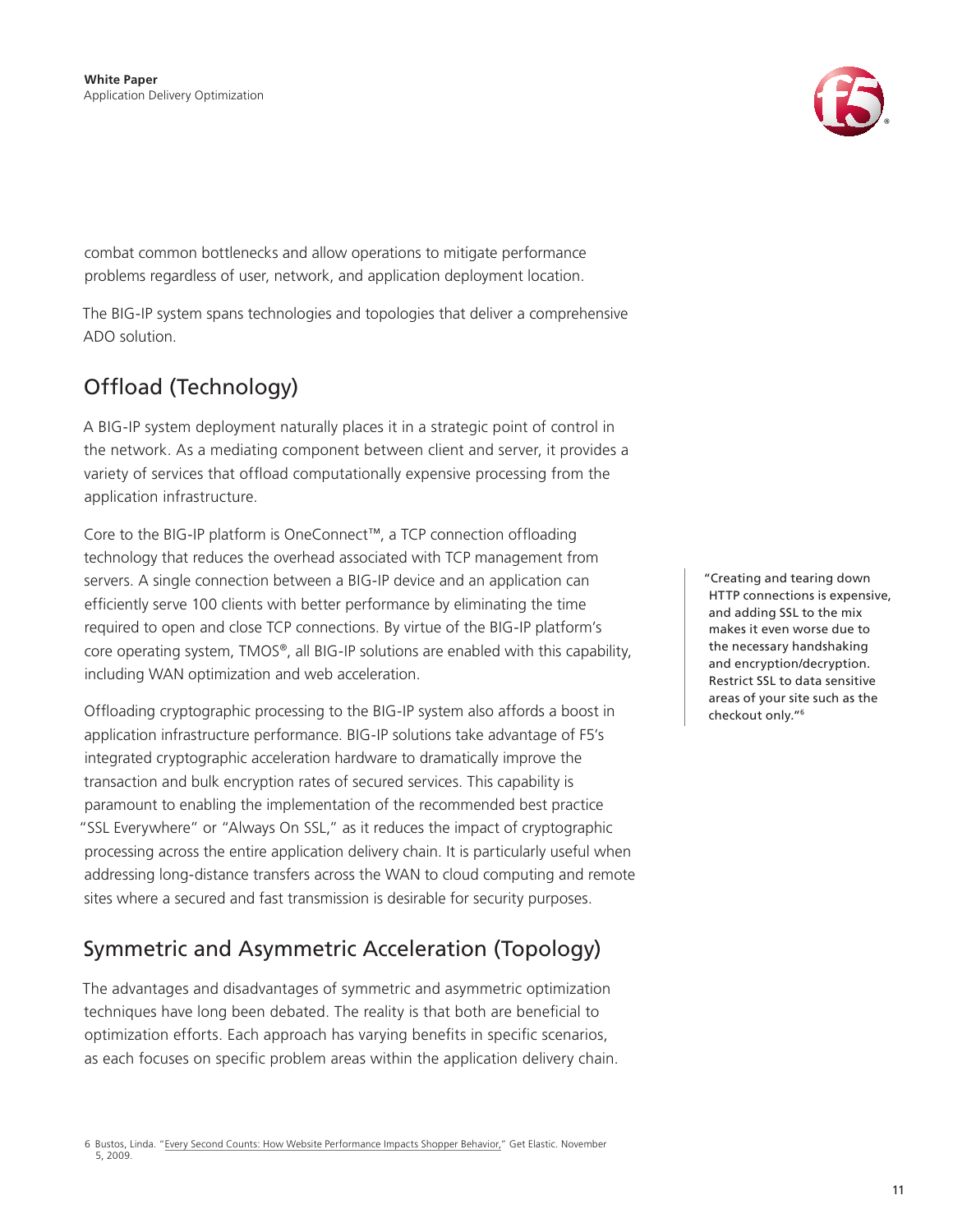combat common bottlenecks and allow operations to mitigate performance problems regardless of user, network, and application deployment location.

The BIG-IP system spans technologies and topologies that deliver a comprehensive ADO solution.

## Offload (Technology)

A BIG-IP system deployment naturally places it in a strategic point of control in the network. As a mediating component between client and server, it provides a variety of services that offload computationally expensive processing from the application infrastructure.

Core to the BIG-IP platform is OneConnect™, a TCP connection offloading technology that reduces the overhead associated with TCP management from servers. A single connection between a BIG-IP device and an application can efficiently serve 100 clients with better performance by eliminating the time required to open and close TCP connections. By virtue of the BIG-IP platform's core operating system, TMOS®, all BIG-IP solutions are enabled with this capability, including WAN optimization and web acceleration.

> "Creating and tearing down HTTP connections is expensive, and adding SSL to the mix makes it even worse due to the necessary handshaking and encryption/decryption. Restrict SSL to data sensitive areas of your site such as the checkout only."[6]

Offloading cryptographic processing to the BIG-IP system also affords a boost in application infrastructure performance. BIG-IP solutions take advantage of F5's integrated cryptographic acceleration hardware to dramatically improve the transaction and bulk encryption rates of secured services. This capability is paramount to enabling the implementation of the recommended best practice "SSL Everywhere" or "Always On SSL," as it reduces the impact of cryptographic processing across the entire application delivery chain. It is particularly useful when addressing long-distance transfers across the WAN to cloud computing and remote sites where a secured and fast transmission is desirable for security purposes.

## Symmetric and Asymmetric Acceleration (Topology)

The advantages and disadvantages of symmetric and asymmetric optimization techniques have long been debated. The reality is that both are beneficial to optimization efforts. Each approach has varying benefits in specific scenarios, as each focuses on specific problem areas within the application delivery chain.

6 Bustos, Linda. "Every Second Counts: How Website Performance Impacts Shopper Behavior," Get Elastic. November 5, 2009.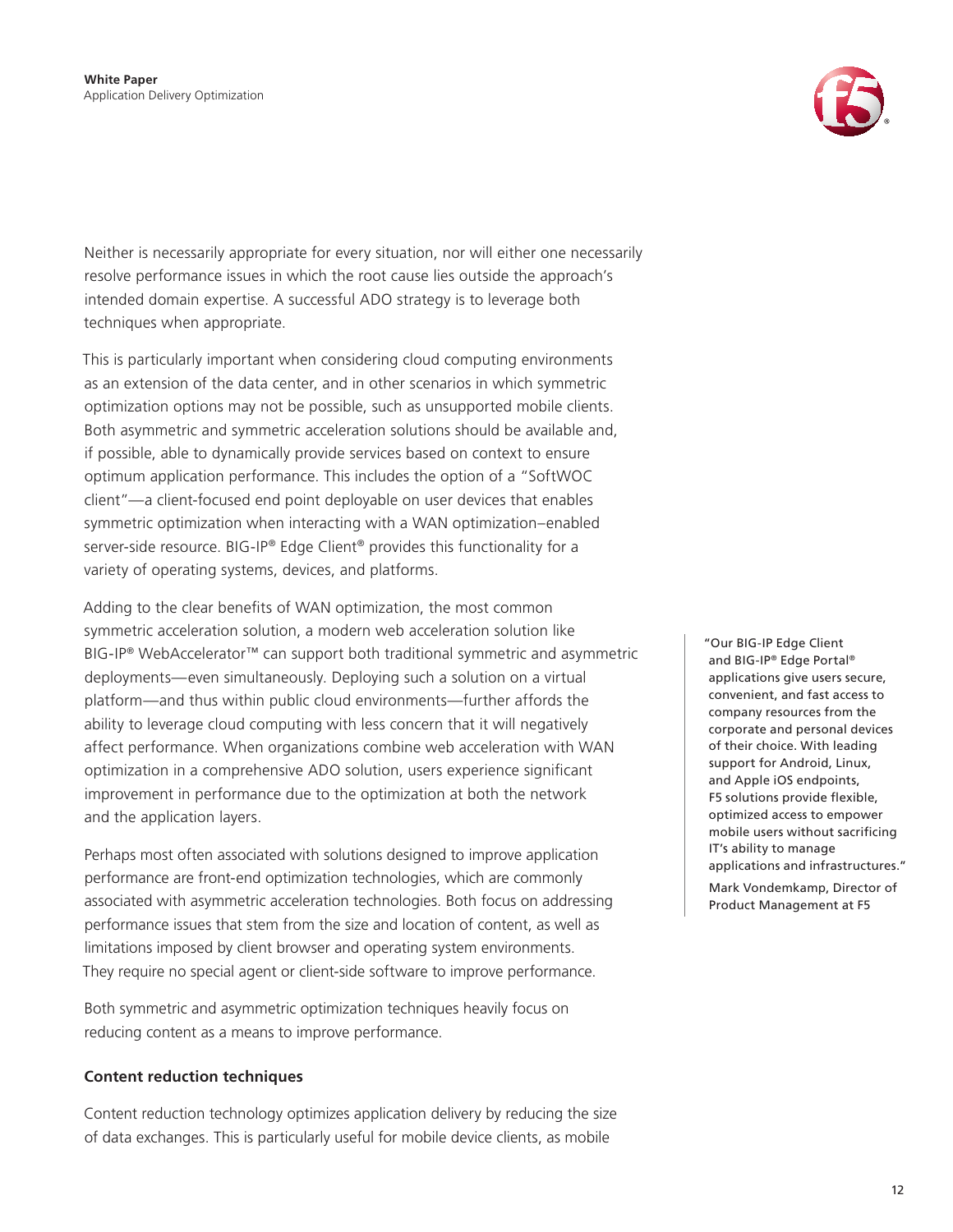Neither is necessarily appropriate for every situation, nor will either one necessarily resolve performance issues in which the root cause lies outside the approach's intended domain expertise. A successful ADO strategy is to leverage both techniques when appropriate.

This is particularly important when considering cloud computing environments as an extension of the data center, and in other scenarios in which symmetric optimization options may not be possible, such as unsupported mobile clients. Both asymmetric and symmetric acceleration solutions should be available and, if possible, able to dynamically provide services based on context to ensure optimum application performance. This includes the option of a "SoftWOC client"—a client-focused end point deployable on user devices that enables symmetric optimization when interacting with a WAN optimization–enabled server-side resource. BIG-IP® Edge Client® provides this functionality for a variety of operating systems, devices, and platforms.

Adding to the clear benefits of WAN optimization, the most common symmetric acceleration solution, a modern web acceleration solution like BIG-IP® WebAccelerator™ can support both traditional symmetric and asymmetric deployments—even simultaneously. Deploying such a solution on a virtual platform—and thus within public cloud environments—further affords the ability to leverage cloud computing with less concern that it will negatively affect performance. When organizations combine web acceleration with WAN optimization in a comprehensive ADO solution, users experience significant improvement in performance due to the optimization at both the network and the application layers.

> "Our BIG-IP Edge Client and BIG-IP® Edge Portal® applications give users secure, convenient, and fast access to company resources from the corporate and personal devices of their choice. With leading support for Android, Linux, and Apple iOS endpoints, F5 solutions provide flexible, optimized access to empower mobile users without sacrificing IT's ability to manage applications and infrastructures."
>
> Mark Vondemkamp, Director of Product Management at F5

Perhaps most often associated with solutions designed to improve application performance are front-end optimization technologies, which are commonly associated with asymmetric acceleration technologies. Both focus on addressing performance issues that stem from the size and location of content, as well as limitations imposed by client browser and operating system environments. They require no special agent or client-side software to improve performance.

Both symmetric and asymmetric optimization techniques heavily focus on reducing content as a means to improve performance.

### Content reduction techniques

Content reduction technology optimizes application delivery by reducing the size of data exchanges. This is particularly useful for mobile device clients, as mobile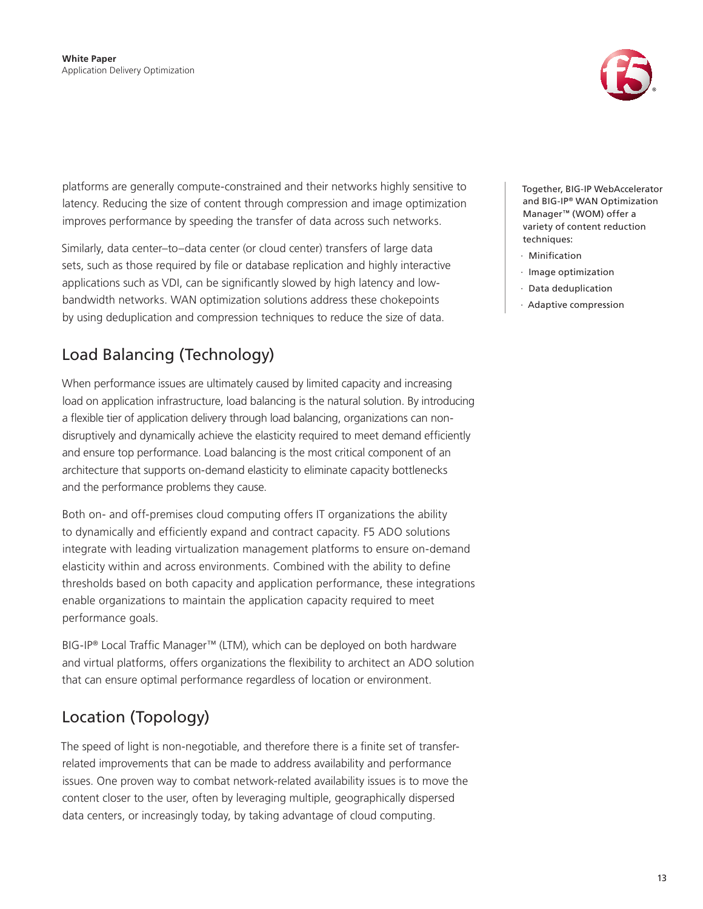platforms are generally compute-constrained and their networks highly sensitive to latency. Reducing the size of content through compression and image optimization improves performance by speeding the transfer of data across such networks.

Similarly, data center–to–data center (or cloud center) transfers of large data sets, such as those required by file or database replication and highly interactive applications such as VDI, can be significantly slowed by high latency and low-bandwidth networks. WAN optimization solutions address these chokepoints by using deduplication and compression techniques to reduce the size of data.

Together, BIG-IP WebAccelerator and BIG-IP® WAN Optimization Manager™ (WOM) offer a variety of content reduction techniques:

- Minification
- Image optimization
- Data deduplication
- Adaptive compression

## Load Balancing (Technology)

When performance issues are ultimately caused by limited capacity and increasing load on application infrastructure, load balancing is the natural solution. By introducing a flexible tier of application delivery through load balancing, organizations can non-disruptively and dynamically achieve the elasticity required to meet demand efficiently and ensure top performance. Load balancing is the most critical component of an architecture that supports on-demand elasticity to eliminate capacity bottlenecks and the performance problems they cause.

Both on- and off-premises cloud computing offers IT organizations the ability to dynamically and efficiently expand and contract capacity. F5 ADO solutions integrate with leading virtualization management platforms to ensure on-demand elasticity within and across environments. Combined with the ability to define thresholds based on both capacity and application performance, these integrations enable organizations to maintain the application capacity required to meet performance goals.

BIG-IP® Local Traffic Manager™ (LTM), which can be deployed on both hardware and virtual platforms, offers organizations the flexibility to architect an ADO solution that can ensure optimal performance regardless of location or environment.

## Location (Topology)

The speed of light is non-negotiable, and therefore there is a finite set of transfer-related improvements that can be made to address availability and performance issues. One proven way to combat network-related availability issues is to move the content closer to the user, often by leveraging multiple, geographically dispersed data centers, or increasingly today, by taking advantage of cloud computing.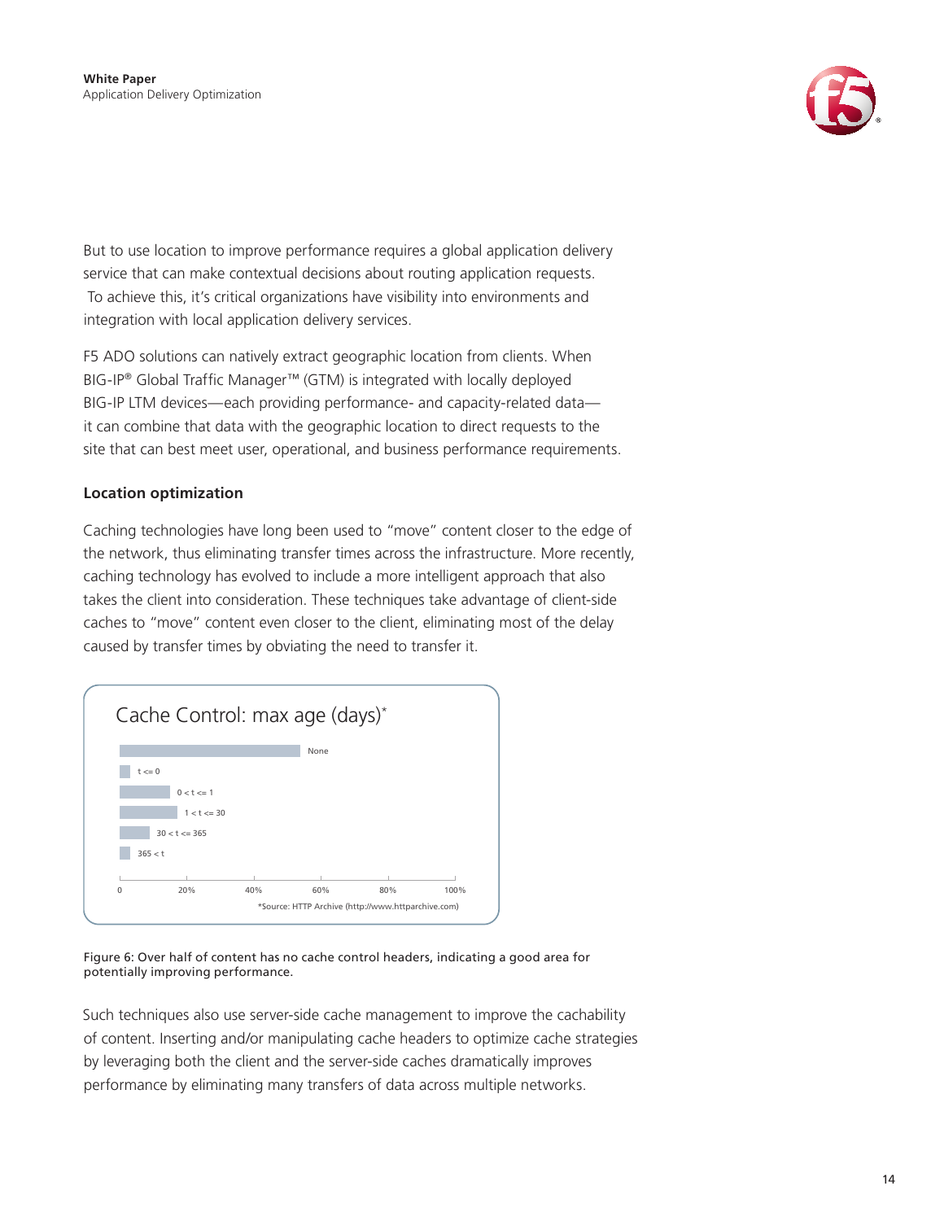But to use location to improve performance requires a global application delivery service that can make contextual decisions about routing application requests. To achieve this, it's critical organizations have visibility into environments and integration with local application delivery services.

F5 ADO solutions can natively extract geographic location from clients. When BIG-IP® Global Traffic Manager™ (GTM) is integrated with locally deployed BIG-IP LTM devices—each providing performance- and capacity-related data—it can combine that data with the geographic location to direct requests to the site that can best meet user, operational, and business performance requirements.

### Location optimization

Caching technologies have long been used to "move" content closer to the edge of the network, thus eliminating transfer times across the infrastructure. More recently, caching technology has evolved to include a more intelligent approach that also takes the client into consideration. These techniques take advantage of client-side caches to "move" content even closer to the client, eliminating most of the delay caused by transfer times by obviating the need to transfer it.

Cache Control: max age (days)*

- None
- t <= 0
- 0 < t <= 1
- 1 < t <= 30
- 30 < t <= 365
- 365 < t

0, 20%, 40%, 60%, 80%, 100%

*Source: HTTP Archive (http://www.httparchive.com)

Figure 6: Over half of content has no cache control headers, indicating a good area for potentially improving performance.

Such techniques also use server-side cache management to improve the cachability of content. Inserting and/or manipulating cache headers to optimize cache strategies by leveraging both the client and the server-side caches dramatically improves performance by eliminating many transfers of data across multiple networks.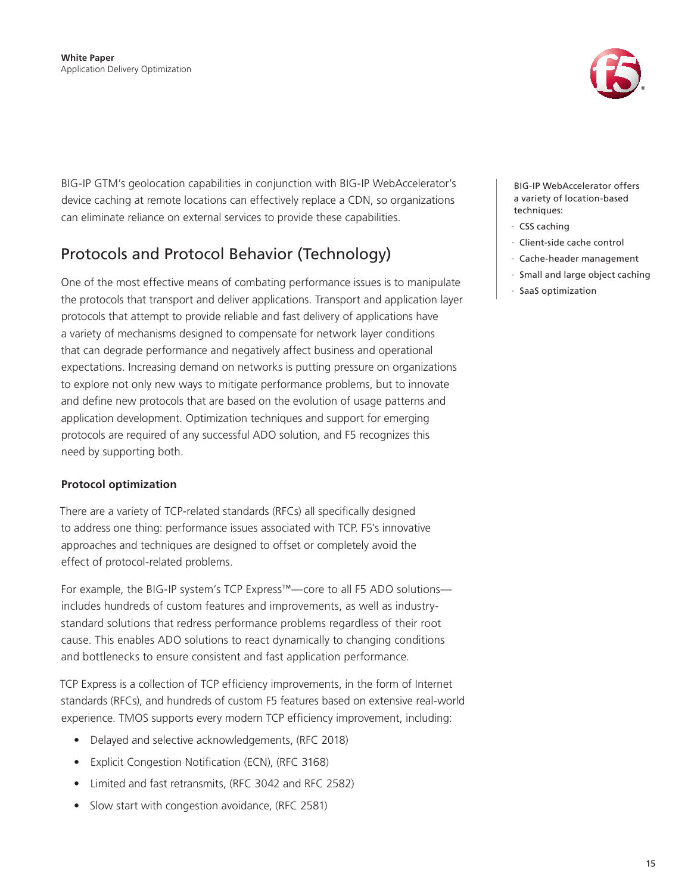BIG-IP GTM's geolocation capabilities in conjunction with BIG-IP WebAccelerator's device caching at remote locations can effectively replace a CDN, so organizations can eliminate reliance on external services to provide these capabilities.

BIG-IP WebAccelerator offers a variety of location-based techniques:

- CSS caching
- Client-side cache control
- Cache-header management
- Small and large object caching
- SaaS optimization

## Protocols and Protocol Behavior (Technology)

One of the most effective means of combating performance issues is to manipulate the protocols that transport and deliver applications. Transport and application layer protocols that attempt to provide reliable and fast delivery of applications have a variety of mechanisms designed to compensate for network layer conditions that can degrade performance and negatively affect business and operational expectations. Increasing demand on networks is putting pressure on organizations to explore not only new ways to mitigate performance problems, but to innovate and define new protocols that are based on the evolution of usage patterns and application development. Optimization techniques and support for emerging protocols are required of any successful ADO solution, and F5 recognizes this need by supporting both.

### Protocol optimization

There are a variety of TCP-related standards (RFCs) all specifically designed to address one thing: performance issues associated with TCP. F5's innovative approaches and techniques are designed to offset or completely avoid the effect of protocol-related problems.

For example, the BIG-IP system's TCP Express™—core to all F5 ADO solutions—includes hundreds of custom features and improvements, as well as industry-standard solutions that redress performance problems regardless of their root cause. This enables ADO solutions to react dynamically to changing conditions and bottlenecks to ensure consistent and fast application performance.

TCP Express is a collection of TCP efficiency improvements, in the form of Internet standards (RFCs), and hundreds of custom F5 features based on extensive real-world experience. TMOS supports every modern TCP efficiency improvement, including:

- Delayed and selective acknowledgements, (RFC 2018)
- Explicit Congestion Notification (ECN), (RFC 3168)
- Limited and fast retransmits, (RFC 3042 and RFC 2582)
- Slow start with congestion avoidance, (RFC 2581)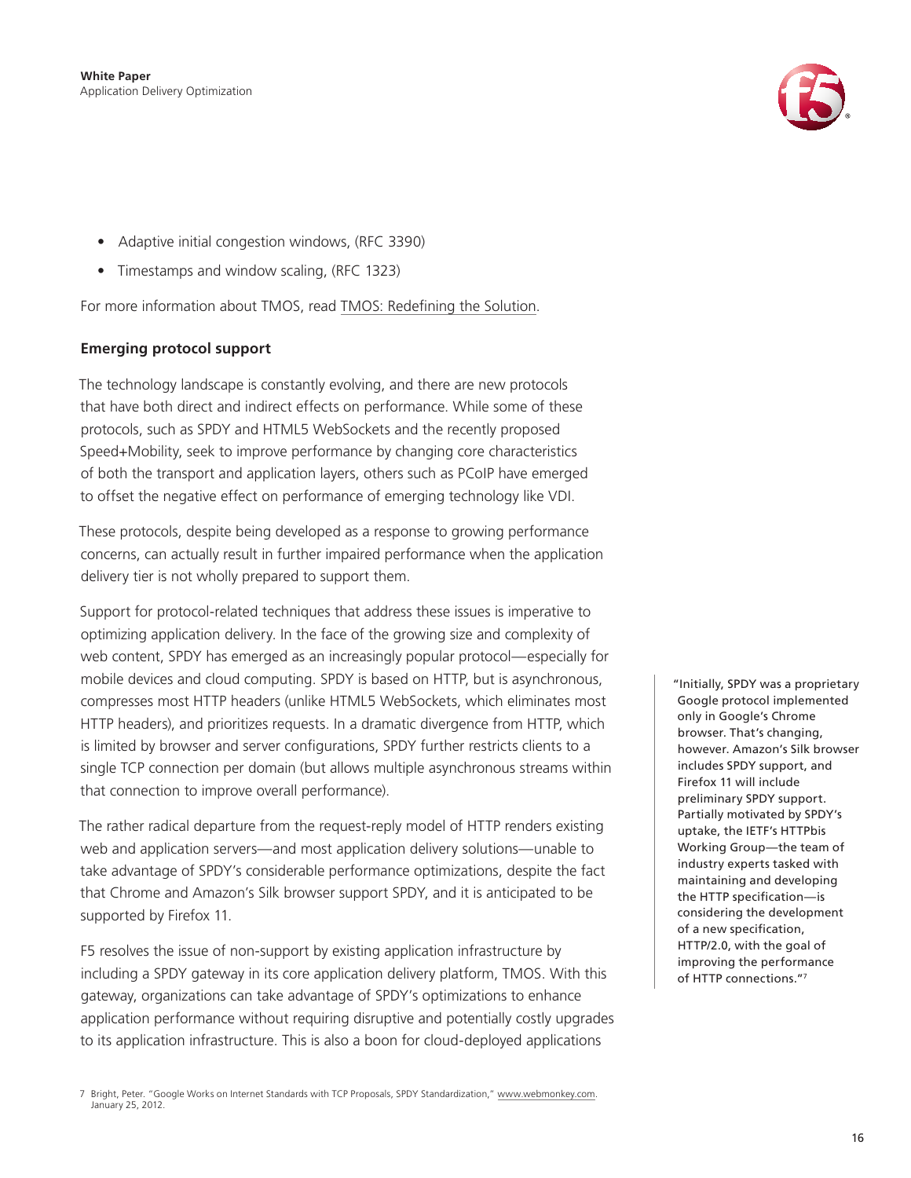- Adaptive initial congestion windows, (RFC 3390)
- Timestamps and window scaling, (RFC 1323)

For more information about TMOS, read TMOS: Redefining the Solution.

### Emerging protocol support

The technology landscape is constantly evolving, and there are new protocols that have both direct and indirect effects on performance. While some of these protocols, such as SPDY and HTML5 WebSockets and the recently proposed Speed+Mobility, seek to improve performance by changing core characteristics of both the transport and application layers, others such as PCoIP have emerged to offset the negative effect on performance of emerging technology like VDI.

These protocols, despite being developed as a response to growing performance concerns, can actually result in further impaired performance when the application delivery tier is not wholly prepared to support them.

Support for protocol-related techniques that address these issues is imperative to optimizing application delivery. In the face of the growing size and complexity of web content, SPDY has emerged as an increasingly popular protocol—especially for mobile devices and cloud computing. SPDY is based on HTTP, but is asynchronous, compresses most HTTP headers (unlike HTML5 WebSockets, which eliminates most HTTP headers), and prioritizes requests. In a dramatic divergence from HTTP, which is limited by browser and server configurations, SPDY further restricts clients to a single TCP connection per domain (but allows multiple asynchronous streams within that connection to improve overall performance).

The rather radical departure from the request-reply model of HTTP renders existing web and application servers—and most application delivery solutions—unable to take advantage of SPDY's considerable performance optimizations, despite the fact that Chrome and Amazon's Silk browser support SPDY, and it is anticipated to be supported by Firefox 11.

F5 resolves the issue of non-support by existing application infrastructure by including a SPDY gateway in its core application delivery platform, TMOS. With this gateway, organizations can take advantage of SPDY's optimizations to enhance application performance without requiring disruptive and potentially costly upgrades to its application infrastructure. This is also a boon for cloud-deployed applications

> "Initially, SPDY was a proprietary Google protocol implemented only in Google's Chrome browser. That's changing, however. Amazon's Silk browser includes SPDY support, and Firefox 11 will include preliminary SPDY support. Partially motivated by SPDY's uptake, the IETF's HTTPbis Working Group—the team of industry experts tasked with maintaining and developing the HTTP specification—is considering the development of a new specification, HTTP/2.0, with the goal of improving the performance of HTTP connections."[7]

7 Bright, Peter. "Google Works on Internet Standards with TCP Proposals, SPDY Standardization," www.webmonkey.com. January 25, 2012.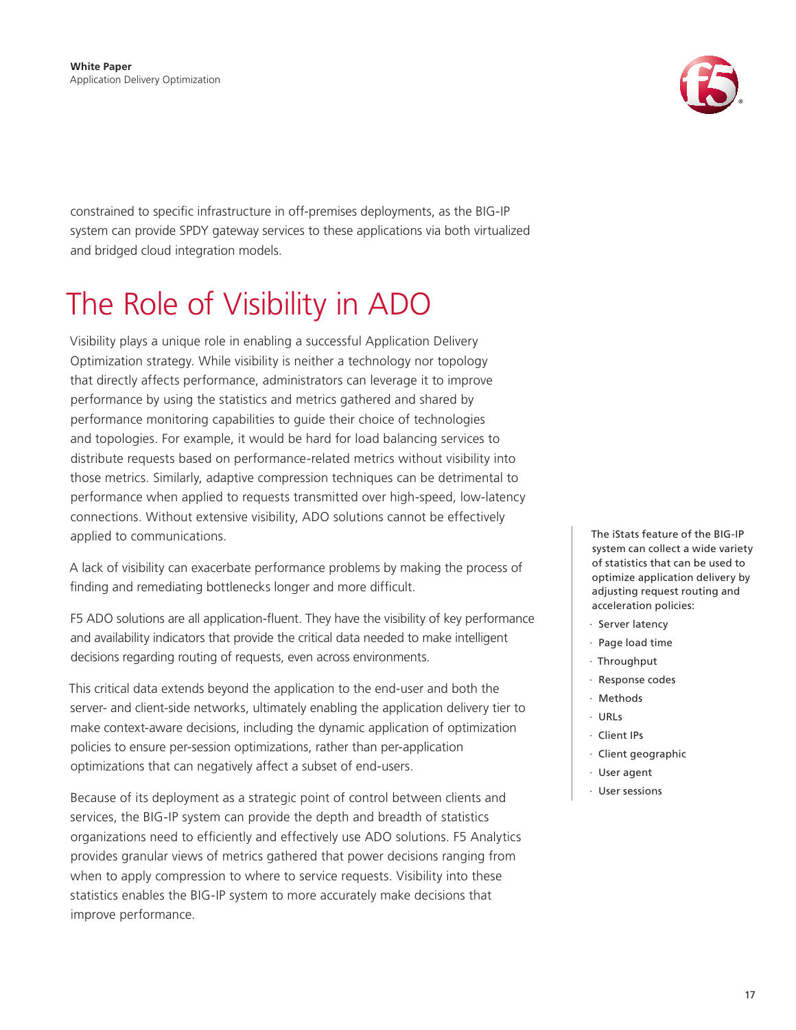constrained to specific infrastructure in off-premises deployments, as the BIG-IP system can provide SPDY gateway services to these applications via both virtualized and bridged cloud integration models.

# The Role of Visibility in ADO

Visibility plays a unique role in enabling a successful Application Delivery Optimization strategy. While visibility is neither a technology nor topology that directly affects performance, administrators can leverage it to improve performance by using the statistics and metrics gathered and shared by performance monitoring capabilities to guide their choice of technologies and topologies. For example, it would be hard for load balancing services to distribute requests based on performance-related metrics without visibility into those metrics. Similarly, adaptive compression techniques can be detrimental to performance when applied to requests transmitted over high-speed, low-latency connections. Without extensive visibility, ADO solutions cannot be effectively applied to communications.

A lack of visibility can exacerbate performance problems by making the process of finding and remediating bottlenecks longer and more difficult.

F5 ADO solutions are all application-fluent. They have the visibility of key performance and availability indicators that provide the critical data needed to make intelligent decisions regarding routing of requests, even across environments.

This critical data extends beyond the application to the end-user and both the server- and client-side networks, ultimately enabling the application delivery tier to make context-aware decisions, including the dynamic application of optimization policies to ensure per-session optimizations, rather than per-application optimizations that can negatively affect a subset of end-users.

Because of its deployment as a strategic point of control between clients and services, the BIG-IP system can provide the depth and breadth of statistics organizations need to efficiently and effectively use ADO solutions. F5 Analytics provides granular views of metrics gathered that power decisions ranging from when to apply compression to where to service requests. Visibility into these statistics enables the BIG-IP system to more accurately make decisions that improve performance.

The iStats feature of the BIG-IP system can collect a wide variety of statistics that can be used to optimize application delivery by adjusting request routing and acceleration policies:

- Server latency
- Page load time
- Throughput
- Response codes
- Methods
- URLs
- Client IPs
- Client geographic
- User agent
- User sessions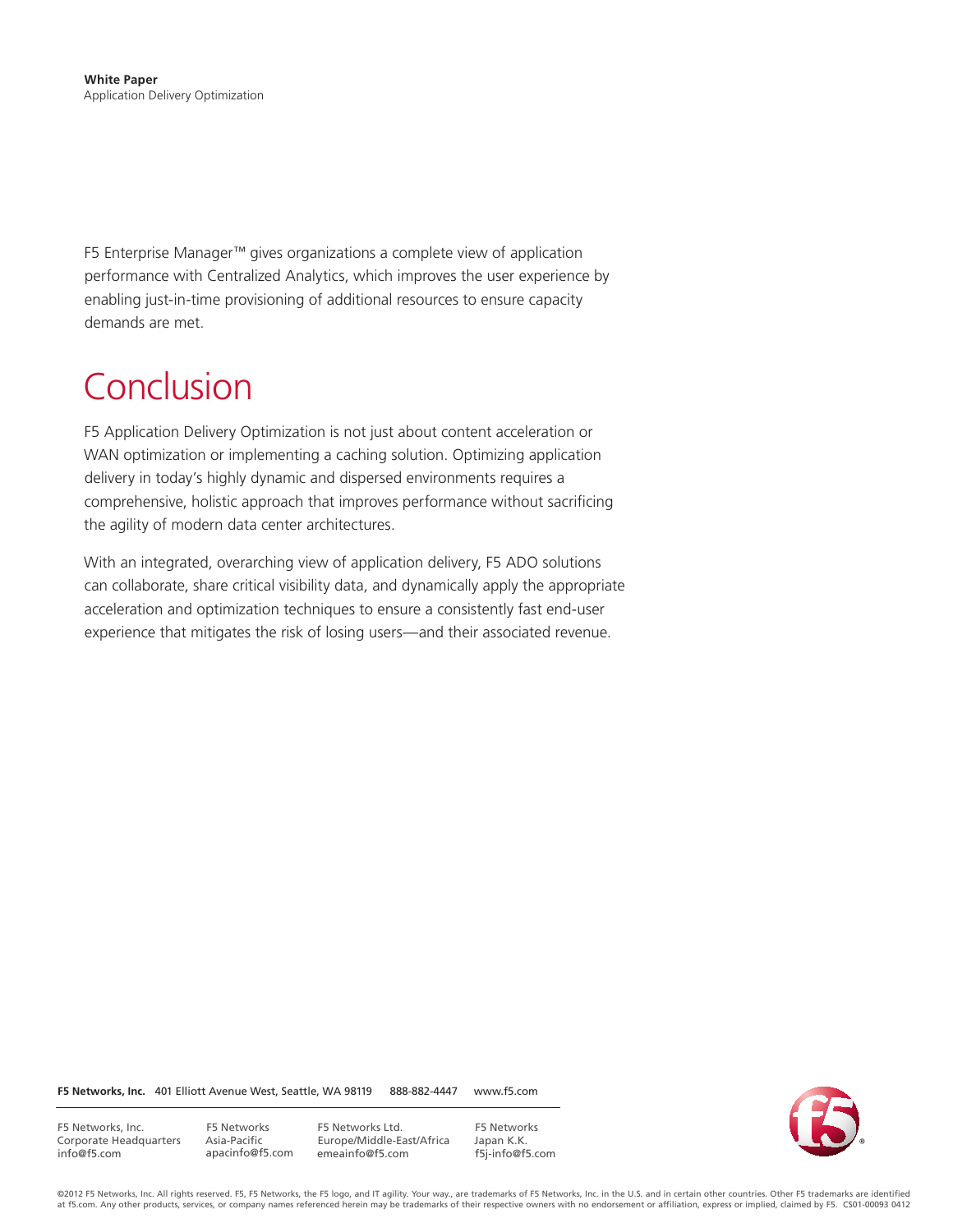F5 Enterprise Manager™ gives organizations a complete view of application performance with Centralized Analytics, which improves the user experience by enabling just-in-time provisioning of additional resources to ensure capacity demands are met.

# Conclusion

F5 Application Delivery Optimization is not just about content acceleration or WAN optimization or implementing a caching solution. Optimizing application delivery in today's highly dynamic and dispersed environments requires a comprehensive, holistic approach that improves performance without sacrificing the agility of modern data center architectures.

With an integrated, overarching view of application delivery, F5 ADO solutions can collaborate, share critical visibility data, and dynamically apply the appropriate acceleration and optimization techniques to ensure a consistently fast end-user experience that mitigates the risk of losing users—and their associated revenue.

**F5 Networks, Inc.** 401 Elliott Avenue West, Seattle, WA 98119 888-882-4447 www.f5.com

F5 Networks, Inc.
Corporate Headquarters
info@f5.com

F5 Networks
Asia-Pacific
apacinfo@f5.com

F5 Networks Ltd.
Europe/Middle-East/Africa
emeainfo@f5.com

F5 Networks
Japan K.K.
f5j-info@f5.com

©2012 F5 Networks, Inc. All rights reserved. F5, F5 Networks, the F5 logo, and IT agility. Your way., are trademarks of F5 Networks, Inc. in the U.S. and in certain other countries. Other F5 trademarks are identified at f5.com. Any other products, services, or company names referenced herein may be trademarks of their respective owners with no endorsement or affiliation, express or implied, claimed by F5. CS01-00093 0412